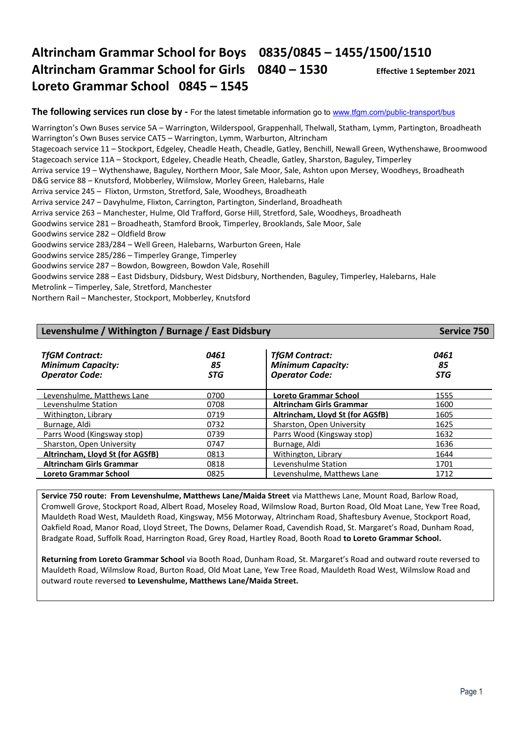# Altrincham Grammar School for Boys 0835/0845 – 1455/1500/1510
# Altrincham Grammar School for Girls 0840 – 1530

**Effective 1 September 2021**

# Loreto Grammar School 0845 – 1545

**The following services run close by -** For the latest timetable information go to www.tfgm.com/public-transport/bus

Warrington's Own Buses service 5A – Warrington, Wilderspool, Grappenhall, Thelwall, Statham, Lymm, Partington, Broadheath
Warrington's Own Buses service CAT5 – Warrington, Lymm, Warburton, Altrincham
Stagecoach service 11 – Stockport, Edgeley, Cheadle Heath, Cheadle, Gatley, Benchill, Newall Green, Wythenshawe, Broomwood
Stagecoach service 11A – Stockport, Edgeley, Cheadle Heath, Cheadle, Gatley, Sharston, Baguley, Timperley
Arriva service 19 – Wythenshawe, Baguley, Northern Moor, Sale Moor, Sale, Ashton upon Mersey, Woodheys, Broadheath
D&G service 88 – Knutsford, Mobberley, Wilmslow, Morley Green, Halebarns, Hale
Arriva service 245 – Flixton, Urmston, Stretford, Sale, Woodheys, Broadheath
Arriva service 247 – Davyhulme, Flixton, Carrington, Partington, Sinderland, Broadheath
Arriva service 263 – Manchester, Hulme, Old Trafford, Gorse Hill, Stretford, Sale, Woodheys, Broadheath
Goodwins service 281 – Broadheath, Stamford Brook, Timperley, Brooklands, Sale Moor, Sale
Goodwins service 282 – Oldfield Brow
Goodwins service 283/284 – Well Green, Halebarns, Warburton Green, Hale
Goodwins service 285/286 – Timperley Grange, Timperley
Goodwins service 287 – Bowdon, Bowgreen, Bowdon Vale, Rosehill
Goodwins service 288 – East Didsbury, Didsbury, West Didsbury, Northenden, Baguley, Timperley, Halebarns, Hale
Metrolink – Timperley, Sale, Stretford, Manchester
Northern Rail – Manchester, Stockport, Mobberley, Knutsford

## Levenshulme / Withington / Burnage / East Didsbury — Service 750

| ***TfGM Contract:*** | ***0461*** | ***TfGM Contract:*** | ***0461*** |
|---|---|---|---|
| ***Minimum Capacity:*** | ***85*** | ***Minimum Capacity:*** | ***85*** |
| ***Operator Code:*** | ***STG*** | ***Operator Code:*** | ***STG*** |
| Levenshulme, Matthews Lane | 0700 | **Loreto Grammar School** | 1555 |
| Levenshulme Station | 0708 | **Altrincham Girls Grammar** | 1600 |
| Withington, Library | 0719 | **Altrincham, Lloyd St (for AGSfB)** | 1605 |
| Burnage, Aldi | 0732 | Sharston, Open University | 1625 |
| Parrs Wood (Kingsway stop) | 0739 | Parrs Wood (Kingsway stop) | 1632 |
| Sharston, Open University | 0747 | Burnage, Aldi | 1636 |
| **Altrincham, Lloyd St (for AGSfB)** | 0813 | Withington, Library | 1644 |
| **Altrincham Girls Grammar** | 0818 | Levenshulme Station | 1701 |
| **Loreto Grammar School** | 0825 | Levenshulme, Matthews Lane | 1712 |

**Service 750 route: From Levenshulme, Matthews Lane/Maida Street** via Matthews Lane, Mount Road, Barlow Road, Cromwell Grove, Stockport Road, Albert Road, Moseley Road, Wilmslow Road, Burton Road, Old Moat Lane, Yew Tree Road, Mauldeth Road West, Mauldeth Road, Kingsway, M56 Motorway, Altrincham Road, Shaftesbury Avenue, Stockport Road, Oakfield Road, Manor Road, Lloyd Street, The Downs, Delamer Road, Cavendish Road, St. Margaret's Road, Dunham Road, Bradgate Road, Suffolk Road, Harrington Road, Grey Road, Hartley Road, Booth Road **to Loreto Grammar School.**

**Returning from Loreto Grammar School** via Booth Road, Dunham Road, St. Margaret's Road and outward route reversed to Mauldeth Road, Wilmslow Road, Burton Road, Old Moat Lane, Yew Tree Road, Mauldeth Road West, Wilmslow Road and outward route reversed **to Levenshulme, Matthews Lane/Maida Street.**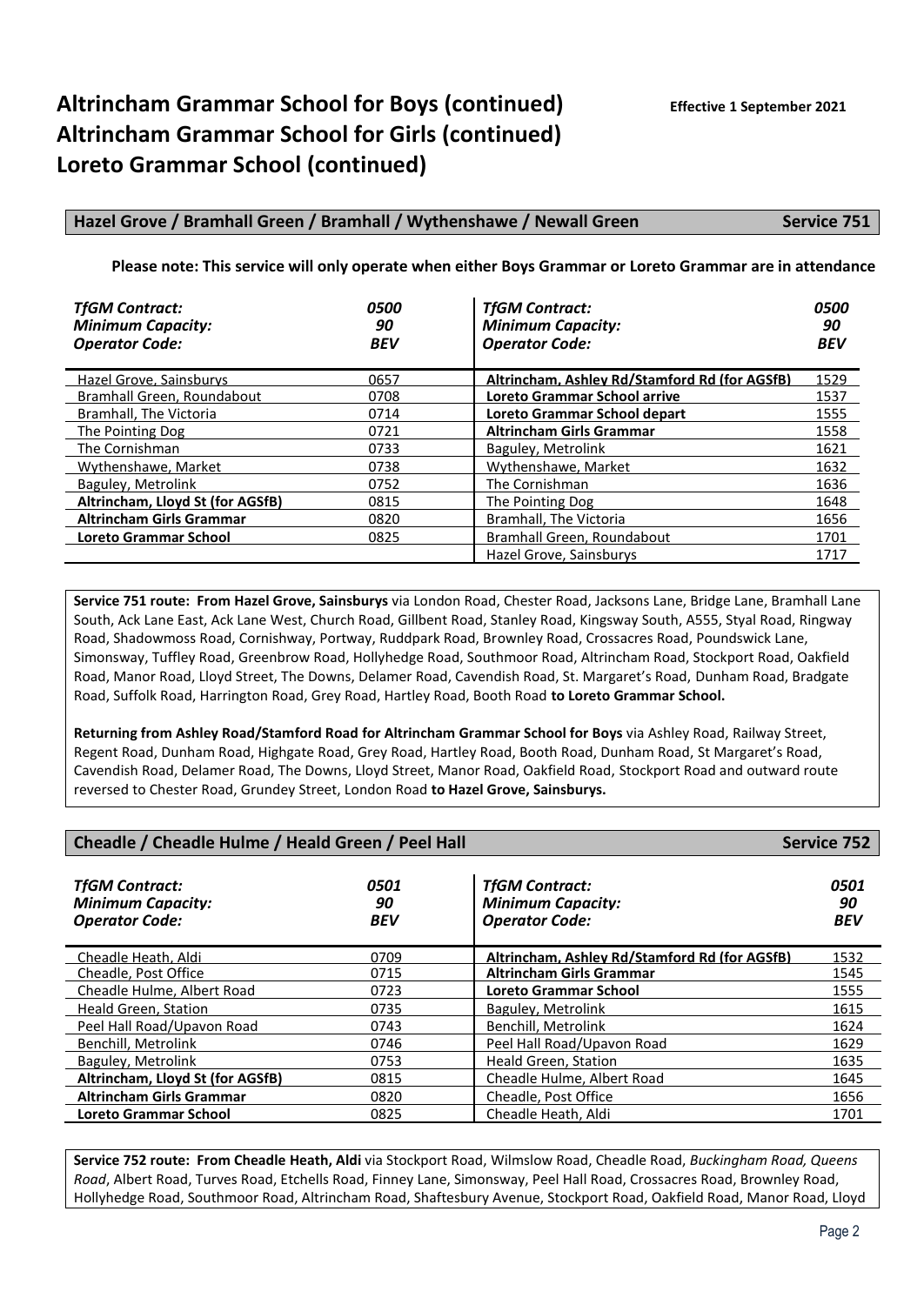# Altrincham Grammar School for Boys (continued)
# Altrincham Grammar School for Girls (continued)
# Loreto Grammar School (continued)

**Effective 1 September 2021**

## Hazel Grove / Bramhall Green / Bramhall / Wythenshawe / Newall Green — Service 751

**Please note: This service will only operate when either Boys Grammar or Loreto Grammar are in attendance**

| *TfGM Contract:* | *0500* | *TfGM Contract:* | *0500* |
|---|---|---|---|
| ***Minimum Capacity:*** | ***90*** | ***Minimum Capacity:*** | ***90*** |
| ***Operator Code:*** | ***BEV*** | ***Operator Code:*** | ***BEV*** |
| Hazel Grove, Sainsburys | 0657 | **Altrincham, Ashley Rd/Stamford Rd (for AGSfB)** | 1529 |
| Bramhall Green, Roundabout | 0708 | **Loreto Grammar School arrive** | 1537 |
| Bramhall, The Victoria | 0714 | **Loreto Grammar School depart** | 1555 |
| The Pointing Dog | 0721 | **Altrincham Girls Grammar** | 1558 |
| The Cornishman | 0733 | Baguley, Metrolink | 1621 |
| Wythenshawe, Market | 0738 | Wythenshawe, Market | 1632 |
| Baguley, Metrolink | 0752 | The Cornishman | 1636 |
| **Altrincham, Lloyd St (for AGSfB)** | 0815 | The Pointing Dog | 1648 |
| **Altrincham Girls Grammar** | 0820 | Bramhall, The Victoria | 1656 |
| **Loreto Grammar School** | 0825 | Bramhall Green, Roundabout | 1701 |
| | | Hazel Grove, Sainsburys | 1717 |

**Service 751 route: From Hazel Grove, Sainsburys** via London Road, Chester Road, Jacksons Lane, Bridge Lane, Bramhall Lane South, Ack Lane East, Ack Lane West, Church Road, Gillbent Road, Stanley Road, Kingsway South, A555, Styal Road, Ringway Road, Shadowmoss Road, Cornishway, Portway, Ruddpark Road, Brownley Road, Crossacres Road, Poundswick Lane, Simonsway, Tuffley Road, Greenbrow Road, Hollyhedge Road, Southmoor Road, Altrincham Road, Stockport Road, Oakfield Road, Manor Road, Lloyd Street, The Downs, Delamer Road, Cavendish Road, St. Margaret's Road, Dunham Road, Bradgate Road, Suffolk Road, Harrington Road, Grey Road, Hartley Road, Booth Road **to Loreto Grammar School.**

**Returning from Ashley Road/Stamford Road for Altrincham Grammar School for Boys** via Ashley Road, Railway Street, Regent Road, Dunham Road, Highgate Road, Grey Road, Hartley Road, Booth Road, Dunham Road, St Margaret's Road, Cavendish Road, Delamer Road, The Downs, Lloyd Street, Manor Road, Oakfield Road, Stockport Road and outward route reversed to Chester Road, Grundey Street, London Road **to Hazel Grove, Sainsburys.**

## Cheadle / Cheadle Hulme / Heald Green / Peel Hall — Service 752

| *TfGM Contract:* | *0501* | *TfGM Contract:* | *0501* |
|---|---|---|---|
| ***Minimum Capacity:*** | ***90*** | ***Minimum Capacity:*** | ***90*** |
| ***Operator Code:*** | ***BEV*** | ***Operator Code:*** | ***BEV*** |
| Cheadle Heath, Aldi | 0709 | **Altrincham, Ashley Rd/Stamford Rd (for AGSfB)** | 1532 |
| Cheadle, Post Office | 0715 | **Altrincham Girls Grammar** | 1545 |
| Cheadle Hulme, Albert Road | 0723 | **Loreto Grammar School** | 1555 |
| Heald Green, Station | 0735 | Baguley, Metrolink | 1615 |
| Peel Hall Road/Upavon Road | 0743 | Benchill, Metrolink | 1624 |
| Benchill, Metrolink | 0746 | Peel Hall Road/Upavon Road | 1629 |
| Baguley, Metrolink | 0753 | Heald Green, Station | 1635 |
| **Altrincham, Lloyd St (for AGSfB)** | 0815 | Cheadle Hulme, Albert Road | 1645 |
| **Altrincham Girls Grammar** | 0820 | Cheadle, Post Office | 1656 |
| **Loreto Grammar School** | 0825 | Cheadle Heath, Aldi | 1701 |

**Service 752 route: From Cheadle Heath, Aldi** via Stockport Road, Wilmslow Road, Cheadle Road, *Buckingham Road, Queens Road*, Albert Road, Turves Road, Etchells Road, Finney Lane, Simonsway, Peel Hall Road, Crossacres Road, Brownley Road, Hollyhedge Road, Southmoor Road, Altrincham Road, Shaftesbury Avenue, Stockport Road, Oakfield Road, Manor Road, Lloyd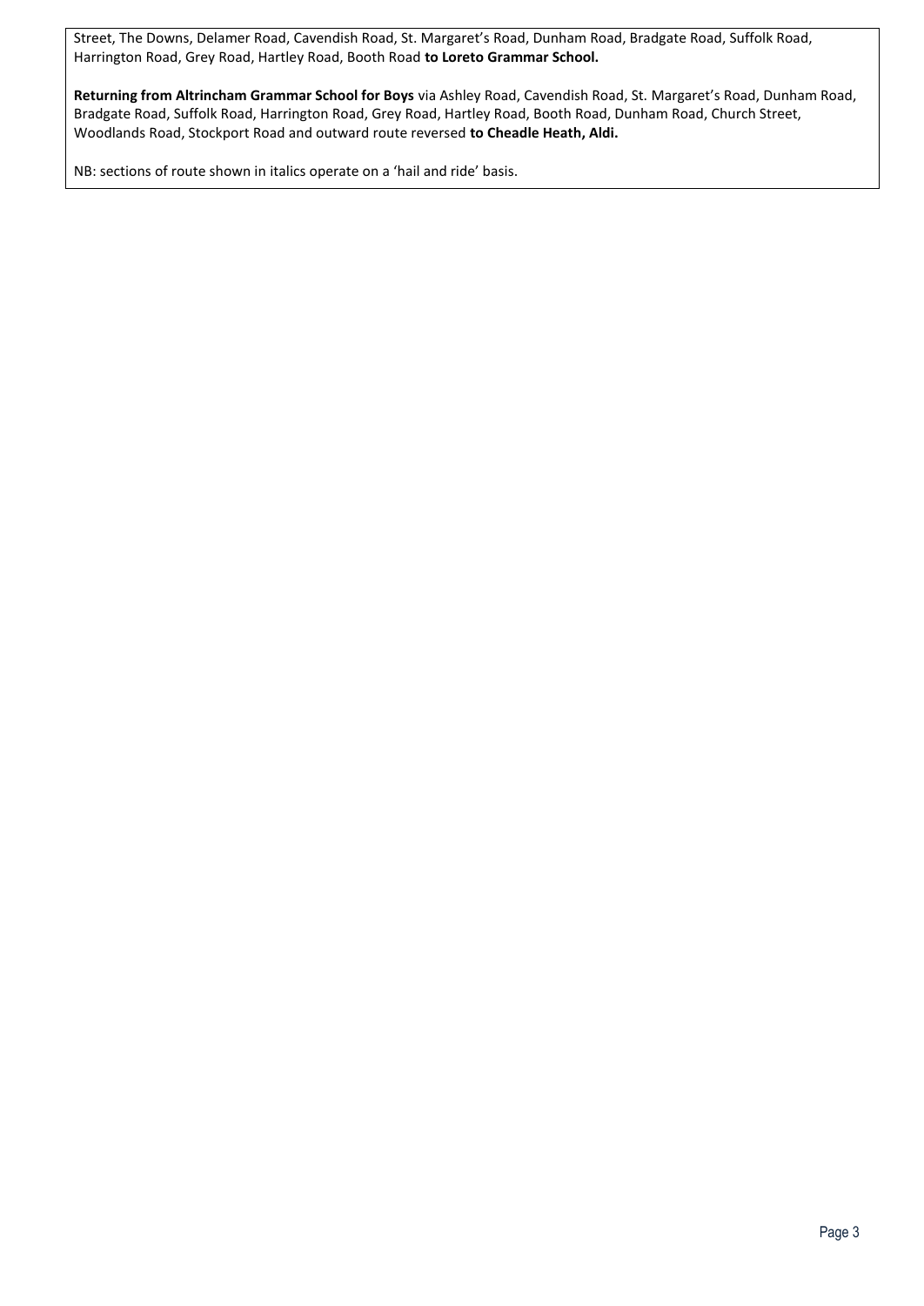Street, The Downs, Delamer Road, Cavendish Road, St. Margaret's Road, Dunham Road, Bradgate Road, Suffolk Road, Harrington Road, Grey Road, Hartley Road, Booth Road **to Loreto Grammar School.**

**Returning from Altrincham Grammar School for Boys** via Ashley Road, Cavendish Road, St. Margaret's Road, Dunham Road, Bradgate Road, Suffolk Road, Harrington Road, Grey Road, Hartley Road, Booth Road, Dunham Road, Church Street, Woodlands Road, Stockport Road and outward route reversed **to Cheadle Heath, Aldi.**

NB: sections of route shown in italics operate on a 'hail and ride' basis.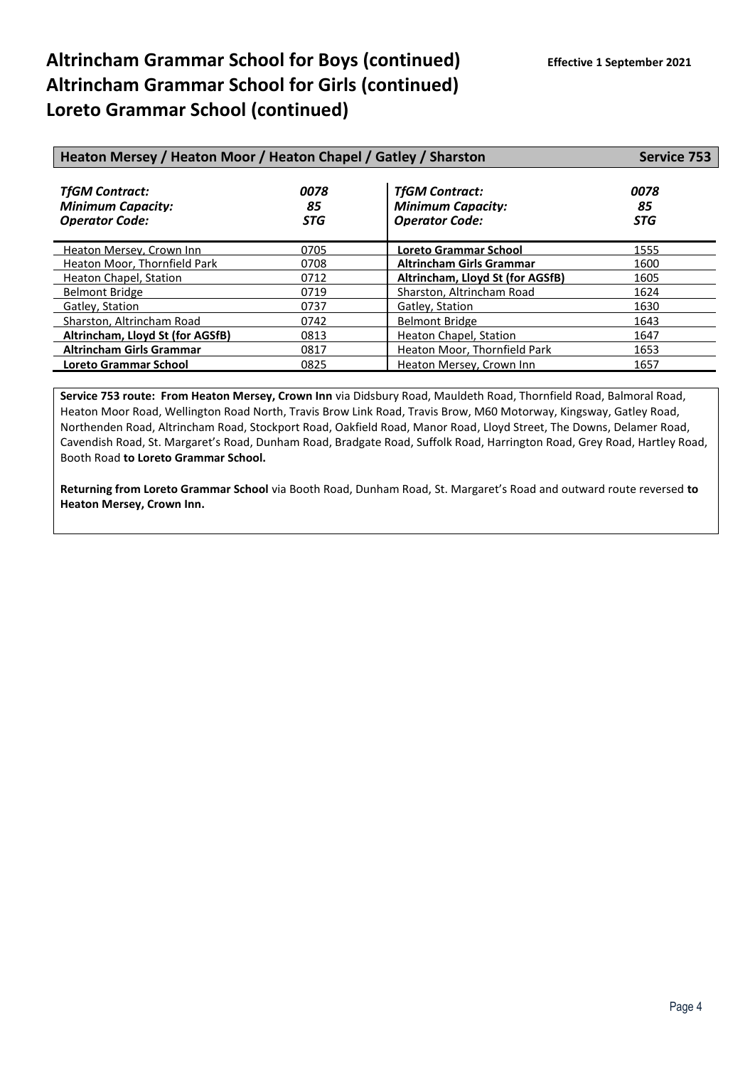# Altrincham Grammar School for Boys (continued)
# Altrincham Grammar School for Girls (continued)
# Loreto Grammar School (continued)

**Effective 1 September 2021**

## Heaton Mersey / Heaton Moor / Heaton Chapel / Gatley / Sharston — Service 753

| *TfGM Contract:* | *0078* | *TfGM Contract:* | *0078* |
|---|---|---|---|
| ***Minimum Capacity:*** | ***85*** | ***Minimum Capacity:*** | ***85*** |
| ***Operator Code:*** | ***STG*** | ***Operator Code:*** | ***STG*** |
| Heaton Mersey, Crown Inn | 0705 | **Loreto Grammar School** | 1555 |
| Heaton Moor, Thornfield Park | 0708 | **Altrincham Girls Grammar** | 1600 |
| Heaton Chapel, Station | 0712 | **Altrincham, Lloyd St (for AGSfB)** | 1605 |
| Belmont Bridge | 0719 | Sharston, Altrincham Road | 1624 |
| Gatley, Station | 0737 | Gatley, Station | 1630 |
| Sharston, Altrincham Road | 0742 | Belmont Bridge | 1643 |
| **Altrincham, Lloyd St (for AGSfB)** | 0813 | Heaton Chapel, Station | 1647 |
| **Altrincham Girls Grammar** | 0817 | Heaton Moor, Thornfield Park | 1653 |
| **Loreto Grammar School** | 0825 | Heaton Mersey, Crown Inn | 1657 |

**Service 753 route: From Heaton Mersey, Crown Inn** via Didsbury Road, Mauldeth Road, Thornfield Road, Balmoral Road, Heaton Moor Road, Wellington Road North, Travis Brow Link Road, Travis Brow, M60 Motorway, Kingsway, Gatley Road, Northenden Road, Altrincham Road, Stockport Road, Oakfield Road, Manor Road, Lloyd Street, The Downs, Delamer Road, Cavendish Road, St. Margaret's Road, Dunham Road, Bradgate Road, Suffolk Road, Harrington Road, Grey Road, Hartley Road, Booth Road **to Loreto Grammar School.**

**Returning from Loreto Grammar School** via Booth Road, Dunham Road, St. Margaret's Road and outward route reversed **to Heaton Mersey, Crown Inn.**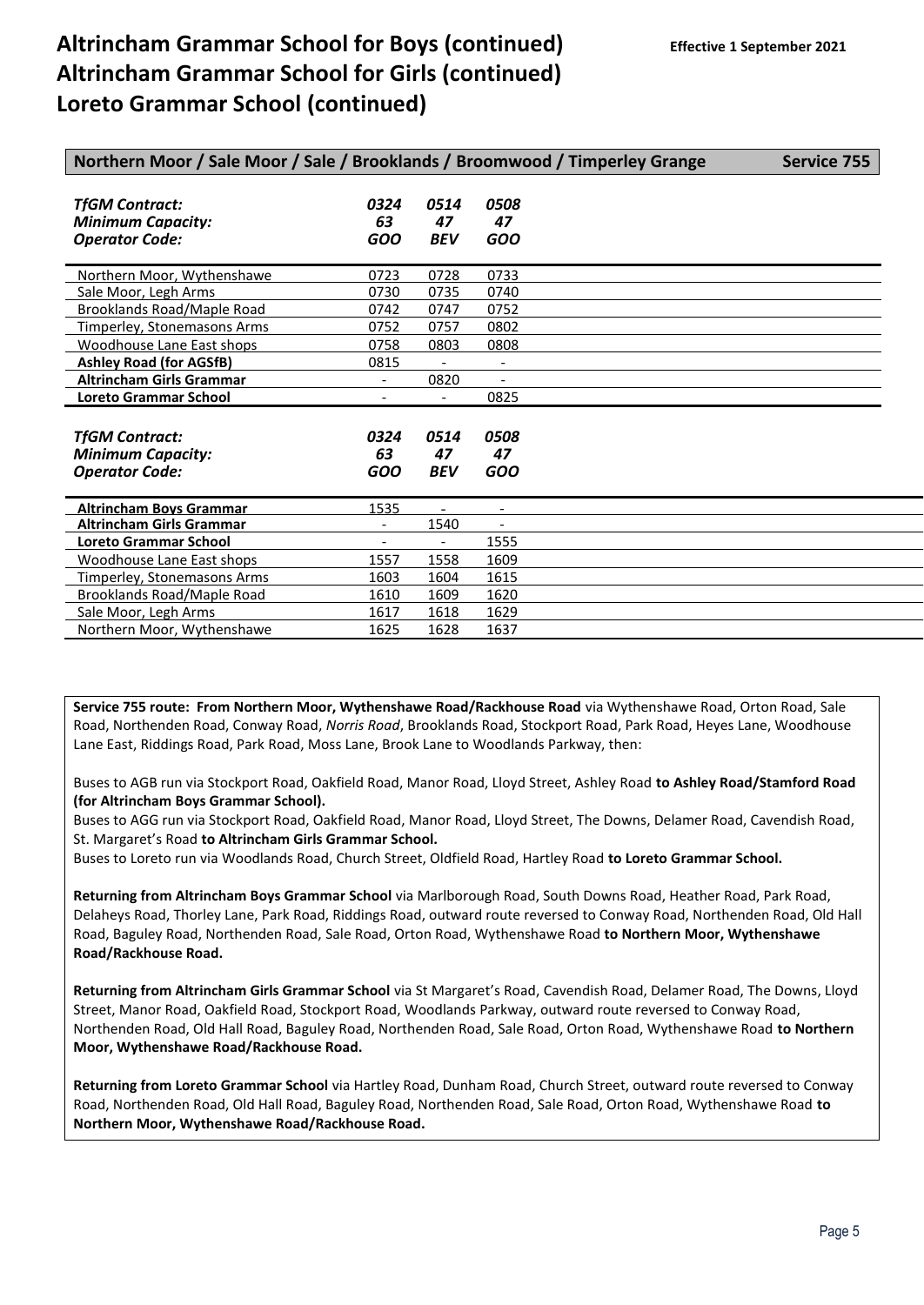# Altrincham Grammar School for Boys (continued)
# Altrincham Grammar School for Girls (continued)
# Loreto Grammar School (continued)

**Effective 1 September 2021**

## Northern Moor / Sale Moor / Sale / Brooklands / Broomwood / Timperley Grange — Service 755

| *TfGM Contract:* | *0324* | *0514* | *0508* |
|---|---|---|---|
| *Minimum Capacity:* | *63* | *47* | *47* |
| *Operator Code:* | *GOO* | *BEV* | *GOO* |
| Northern Moor, Wythenshawe | 0723 | 0728 | 0733 |
| Sale Moor, Legh Arms | 0730 | 0735 | 0740 |
| Brooklands Road/Maple Road | 0742 | 0747 | 0752 |
| Timperley, Stonemasons Arms | 0752 | 0757 | 0802 |
| Woodhouse Lane East shops | 0758 | 0803 | 0808 |
| **Ashley Road (for AGSfB)** | 0815 | - | - |
| **Altrincham Girls Grammar** | - | 0820 | - |
| **Loreto Grammar School** | - | - | 0825 |

| *TfGM Contract:* | *0324* | *0514* | *0508* |
|---|---|---|---|
| *Minimum Capacity:* | *63* | *47* | *47* |
| *Operator Code:* | *GOO* | *BEV* | *GOO* |
| **Altrincham Boys Grammar** | 1535 | - | - |
| **Altrincham Girls Grammar** | - | 1540 | - |
| **Loreto Grammar School** | - | - | 1555 |
| Woodhouse Lane East shops | 1557 | 1558 | 1609 |
| Timperley, Stonemasons Arms | 1603 | 1604 | 1615 |
| Brooklands Road/Maple Road | 1610 | 1609 | 1620 |
| Sale Moor, Legh Arms | 1617 | 1618 | 1629 |
| Northern Moor, Wythenshawe | 1625 | 1628 | 1637 |

**Service 755 route: From Northern Moor, Wythenshawe Road/Rackhouse Road** via Wythenshawe Road, Orton Road, Sale Road, Northenden Road, Conway Road, *Norris Road*, Brooklands Road, Stockport Road, Park Road, Heyes Lane, Woodhouse Lane East, Riddings Road, Park Road, Moss Lane, Brook Lane to Woodlands Parkway, then:

Buses to AGB run via Stockport Road, Oakfield Road, Manor Road, Lloyd Street, Ashley Road **to Ashley Road/Stamford Road (for Altrincham Boys Grammar School).**
Buses to AGG run via Stockport Road, Oakfield Road, Manor Road, Lloyd Street, The Downs, Delamer Road, Cavendish Road, St. Margaret's Road **to Altrincham Girls Grammar School.**
Buses to Loreto run via Woodlands Road, Church Street, Oldfield Road, Hartley Road **to Loreto Grammar School.**

**Returning from Altrincham Boys Grammar School** via Marlborough Road, South Downs Road, Heather Road, Park Road, Delaheys Road, Thorley Lane, Park Road, Riddings Road, outward route reversed to Conway Road, Northenden Road, Old Hall Road, Baguley Road, Northenden Road, Sale Road, Orton Road, Wythenshawe Road **to Northern Moor, Wythenshawe Road/Rackhouse Road.**

**Returning from Altrincham Girls Grammar School** via St Margaret's Road, Cavendish Road, Delamer Road, The Downs, Lloyd Street, Manor Road, Oakfield Road, Stockport Road, Woodlands Parkway, outward route reversed to Conway Road, Northenden Road, Old Hall Road, Baguley Road, Northenden Road, Sale Road, Orton Road, Wythenshawe Road **to Northern Moor, Wythenshawe Road/Rackhouse Road.**

**Returning from Loreto Grammar School** via Hartley Road, Dunham Road, Church Street, outward route reversed to Conway Road, Northenden Road, Old Hall Road, Baguley Road, Northenden Road, Sale Road, Orton Road, Wythenshawe Road **to Northern Moor, Wythenshawe Road/Rackhouse Road.**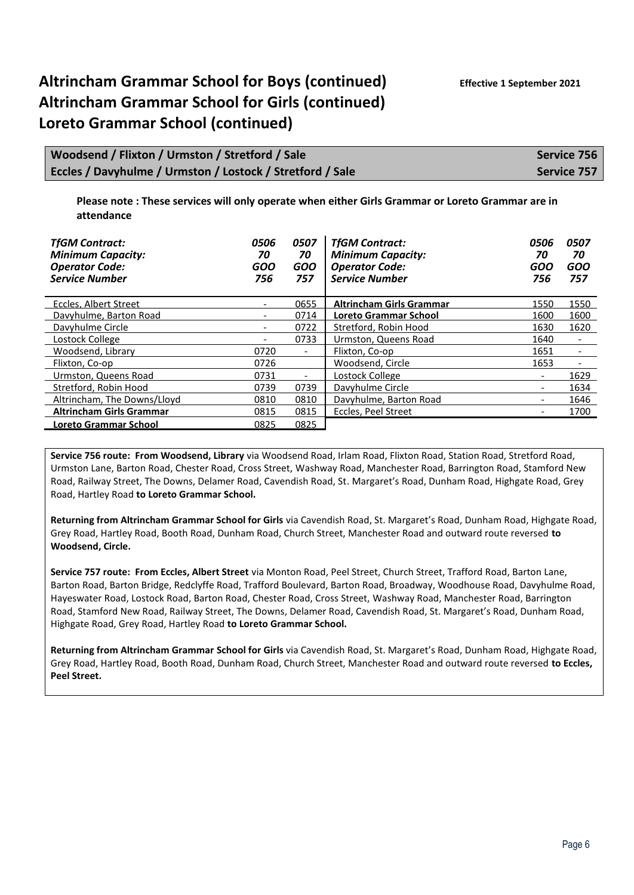# Altrincham Grammar School for Boys (continued)
# Altrincham Grammar School for Girls (continued)
# Loreto Grammar School (continued)

**Effective 1 September 2021**

## Woodsend / Flixton / Urmston / Stretford / Sale — Service 756
## Eccles / Davyhulme / Urmston / Lostock / Stretford / Sale — Service 757

**Please note : These services will only operate when either Girls Grammar or Loreto Grammar are in attendance**

| *TfGM Contract:* | *0506* | *0507* |
|---|---|---|
| *Minimum Capacity:* | *70* | *70* |
| *Operator Code:* | *GOO* | *GOO* |
| *Service Number* | *756* | *757* |
| Eccles, Albert Street | - | 0655 |
| Davyhulme, Barton Road | - | 0714 |
| Davyhulme Circle | - | 0722 |
| Lostock College | - | 0733 |
| Woodsend, Library | 0720 | - |
| Flixton, Co-op | 0726 | |
| Urmston, Queens Road | 0731 | - |
| Stretford, Robin Hood | 0739 | 0739 |
| Altrincham, The Downs/Lloyd | 0810 | 0810 |
| **Altrincham Girls Grammar** | 0815 | 0815 |
| **Loreto Grammar School** | 0825 | 0825 |

| *TfGM Contract:* | *0506* | *0507* |
|---|---|---|
| *Minimum Capacity:* | *70* | *70* |
| *Operator Code:* | *GOO* | *GOO* |
| *Service Number* | *756* | *757* |
| **Altrincham Girls Grammar** | 1550 | 1550 |
| **Loreto Grammar School** | 1600 | 1600 |
| Stretford, Robin Hood | 1630 | 1620 |
| Urmston, Queens Road | 1640 | - |
| Flixton, Co-op | 1651 | - |
| Woodsend, Circle | 1653 | - |
| Lostock College | - | 1629 |
| Davyhulme Circle | - | 1634 |
| Davyhulme, Barton Road | - | 1646 |
| Eccles, Peel Street | - | 1700 |

**Service 756 route: From Woodsend, Library** via Woodsend Road, Irlam Road, Flixton Road, Station Road, Stretford Road, Urmston Lane, Barton Road, Chester Road, Cross Street, Washway Road, Manchester Road, Barrington Road, Stamford New Road, Railway Street, The Downs, Delamer Road, Cavendish Road, St. Margaret's Road, Dunham Road, Highgate Road, Grey Road, Hartley Road **to Loreto Grammar School.**

**Returning from Altrincham Grammar School for Girls** via Cavendish Road, St. Margaret's Road, Dunham Road, Highgate Road, Grey Road, Hartley Road, Booth Road, Dunham Road, Church Street, Manchester Road and outward route reversed **to Woodsend, Circle.**

**Service 757 route: From Eccles, Albert Street** via Monton Road, Peel Street, Church Street, Trafford Road, Barton Lane, Barton Road, Barton Bridge, Redclyffe Road, Trafford Boulevard, Barton Road, Broadway, Woodhouse Road, Davyhulme Road, Hayeswater Road, Lostock Road, Barton Road, Chester Road, Cross Street, Washway Road, Manchester Road, Barrington Road, Stamford New Road, Railway Street, The Downs, Delamer Road, Cavendish Road, St. Margaret's Road, Dunham Road, Highgate Road, Grey Road, Hartley Road **to Loreto Grammar School.**

**Returning from Altrincham Grammar School for Girls** via Cavendish Road, St. Margaret's Road, Dunham Road, Highgate Road, Grey Road, Hartley Road, Booth Road, Dunham Road, Church Street, Manchester Road and outward route reversed **to Eccles, Peel Street.**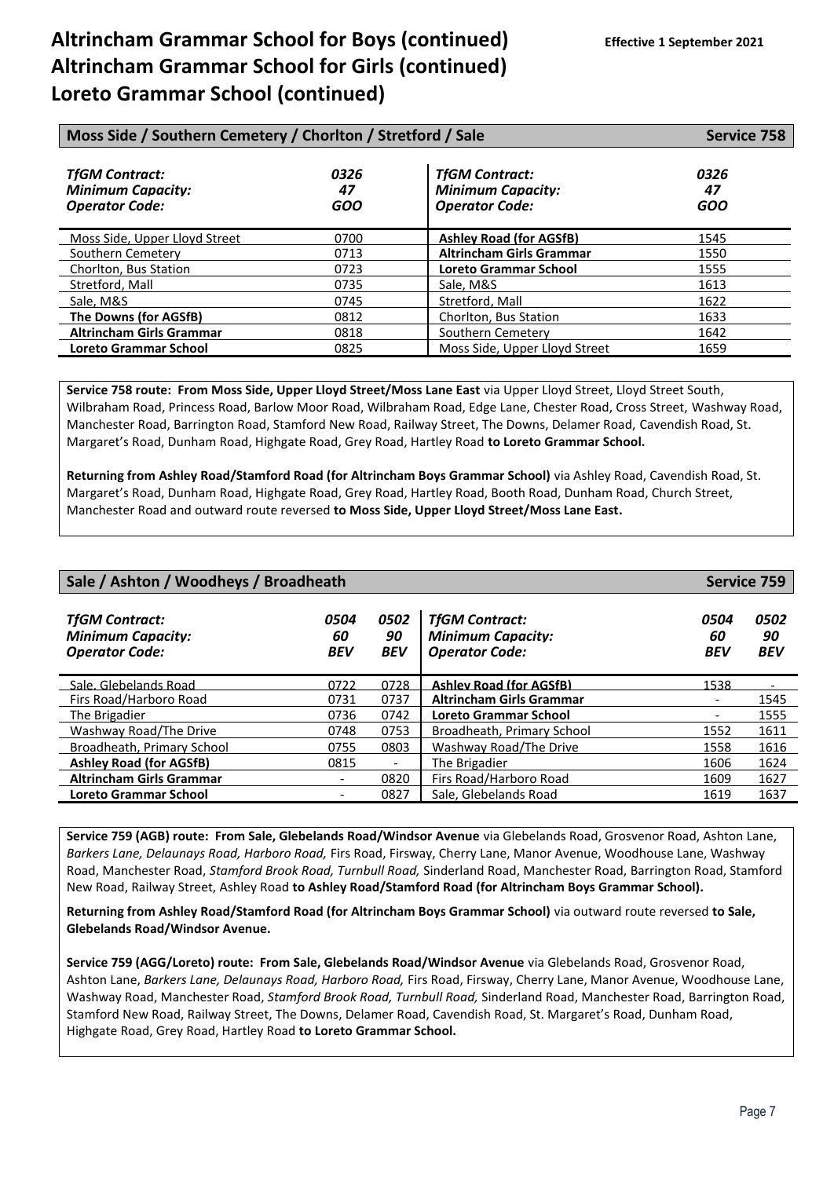# Altrincham Grammar School for Boys (continued)
# Altrincham Grammar School for Girls (continued)
# Loreto Grammar School (continued)

**Effective 1 September 2021**

## Moss Side / Southern Cemetery / Chorlton / Stretford / Sale — Service 758

| *TfGM Contract:* | *0326* | *TfGM Contract:* | *0326* |
|---|---|---|---|
| *Minimum Capacity:* | *47* | *Minimum Capacity:* | *47* |
| *Operator Code:* | *GOO* | *Operator Code:* | *GOO* |
| Moss Side, Upper Lloyd Street | 0700 | **Ashley Road (for AGSfB)** | 1545 |
| Southern Cemetery | 0713 | **Altrincham Girls Grammar** | 1550 |
| Chorlton, Bus Station | 0723 | **Loreto Grammar School** | 1555 |
| Stretford, Mall | 0735 | Sale, M&S | 1613 |
| Sale, M&S | 0745 | Stretford, Mall | 1622 |
| **The Downs (for AGSfB)** | 0812 | Chorlton, Bus Station | 1633 |
| **Altrincham Girls Grammar** | 0818 | Southern Cemetery | 1642 |
| **Loreto Grammar School** | 0825 | Moss Side, Upper Lloyd Street | 1659 |

**Service 758 route: From Moss Side, Upper Lloyd Street/Moss Lane East** via Upper Lloyd Street, Lloyd Street South, Wilbraham Road, Princess Road, Barlow Moor Road, Wilbraham Road, Edge Lane, Chester Road, Cross Street, Washway Road, Manchester Road, Barrington Road, Stamford New Road, Railway Street, The Downs, Delamer Road, Cavendish Road, St. Margaret's Road, Dunham Road, Highgate Road, Grey Road, Hartley Road **to Loreto Grammar School.**

**Returning from Ashley Road/Stamford Road (for Altrincham Boys Grammar School)** via Ashley Road, Cavendish Road, St. Margaret's Road, Dunham Road, Highgate Road, Grey Road, Hartley Road, Booth Road, Dunham Road, Church Street, Manchester Road and outward route reversed **to Moss Side, Upper Lloyd Street/Moss Lane East.**

## Sale / Ashton / Woodheys / Broadheath — Service 759

| *TfGM Contract:* | *0504* | *0502* | *TfGM Contract:* | *0504* | *0502* |
|---|---|---|---|---|---|
| *Minimum Capacity:* | *60* | *90* | *Minimum Capacity:* | *60* | *90* |
| *Operator Code:* | *BEV* | *BEV* | *Operator Code:* | *BEV* | *BEV* |
| Sale, Glebelands Road | 0722 | 0728 | **Ashley Road (for AGSfB)** | 1538 | - |
| Firs Road/Harboro Road | 0731 | 0737 | **Altrincham Girls Grammar** | - | 1545 |
| The Brigadier | 0736 | 0742 | **Loreto Grammar School** | - | 1555 |
| Washway Road/The Drive | 0748 | 0753 | Broadheath, Primary School | 1552 | 1611 |
| Broadheath, Primary School | 0755 | 0803 | Washway Road/The Drive | 1558 | 1616 |
| **Ashley Road (for AGSfB)** | 0815 | - | The Brigadier | 1606 | 1624 |
| **Altrincham Girls Grammar** | - | 0820 | Firs Road/Harboro Road | 1609 | 1627 |
| **Loreto Grammar School** | - | 0827 | Sale, Glebelands Road | 1619 | 1637 |

**Service 759 (AGB) route: From Sale, Glebelands Road/Windsor Avenue** via Glebelands Road, Grosvenor Road, Ashton Lane, *Barkers Lane, Delaunays Road, Harboro Road,* Firs Road, Firsway, Cherry Lane, Manor Avenue, Woodhouse Lane, Washway Road, Manchester Road, *Stamford Brook Road, Turnbull Road,* Sinderland Road, Manchester Road, Barrington Road, Stamford New Road, Railway Street, Ashley Road **to Ashley Road/Stamford Road (for Altrincham Boys Grammar School).**

**Returning from Ashley Road/Stamford Road (for Altrincham Boys Grammar School)** via outward route reversed **to Sale, Glebelands Road/Windsor Avenue.**

**Service 759 (AGG/Loreto) route: From Sale, Glebelands Road/Windsor Avenue** via Glebelands Road, Grosvenor Road, Ashton Lane, *Barkers Lane, Delaunays Road, Harboro Road,* Firs Road, Firsway, Cherry Lane, Manor Avenue, Woodhouse Lane, Washway Road, Manchester Road, *Stamford Brook Road, Turnbull Road,* Sinderland Road, Manchester Road, Barrington Road, Stamford New Road, Railway Street, The Downs, Delamer Road, Cavendish Road, St. Margaret's Road, Dunham Road, Highgate Road, Grey Road, Hartley Road **to Loreto Grammar School.**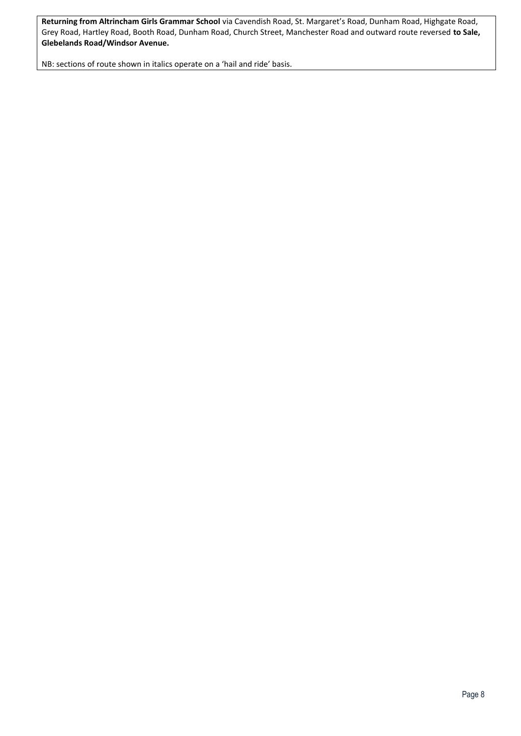**Returning from Altrincham Girls Grammar School** via Cavendish Road, St. Margaret's Road, Dunham Road, Highgate Road, Grey Road, Hartley Road, Booth Road, Dunham Road, Church Street, Manchester Road and outward route reversed **to Sale, Glebelands Road/Windsor Avenue.**

NB: sections of route shown in italics operate on a 'hail and ride' basis.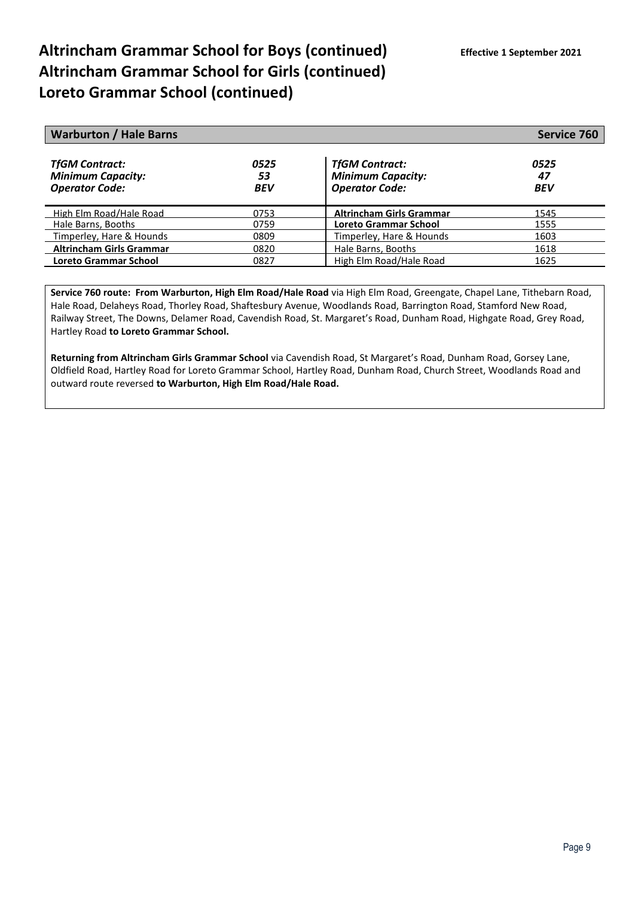# Altrincham Grammar School for Boys (continued)
# Altrincham Grammar School for Girls (continued)
# Loreto Grammar School (continued)

**Effective 1 September 2021**

## Warburton / Hale Barns — Service 760

| *TfGM Contract:* | *0525* | *TfGM Contract:* | *0525* |
|---|---|---|---|
| ***Minimum Capacity:*** | ***53*** | ***Minimum Capacity:*** | ***47*** |
| ***Operator Code:*** | ***BEV*** | ***Operator Code:*** | ***BEV*** |
| High Elm Road/Hale Road | 0753 | **Altrincham Girls Grammar** | 1545 |
| Hale Barns, Booths | 0759 | **Loreto Grammar School** | 1555 |
| Timperley, Hare & Hounds | 0809 | Timperley, Hare & Hounds | 1603 |
| **Altrincham Girls Grammar** | 0820 | Hale Barns, Booths | 1618 |
| **Loreto Grammar School** | 0827 | High Elm Road/Hale Road | 1625 |

**Service 760 route: From Warburton, High Elm Road/Hale Road** via High Elm Road, Greengate, Chapel Lane, Tithebarn Road, Hale Road, Delaheys Road, Thorley Road, Shaftesbury Avenue, Woodlands Road, Barrington Road, Stamford New Road, Railway Street, The Downs, Delamer Road, Cavendish Road, St. Margaret's Road, Dunham Road, Highgate Road, Grey Road, Hartley Road **to Loreto Grammar School.**

**Returning from Altrincham Girls Grammar School** via Cavendish Road, St Margaret's Road, Dunham Road, Gorsey Lane, Oldfield Road, Hartley Road for Loreto Grammar School, Hartley Road, Dunham Road, Church Street, Woodlands Road and outward route reversed **to Warburton, High Elm Road/Hale Road.**